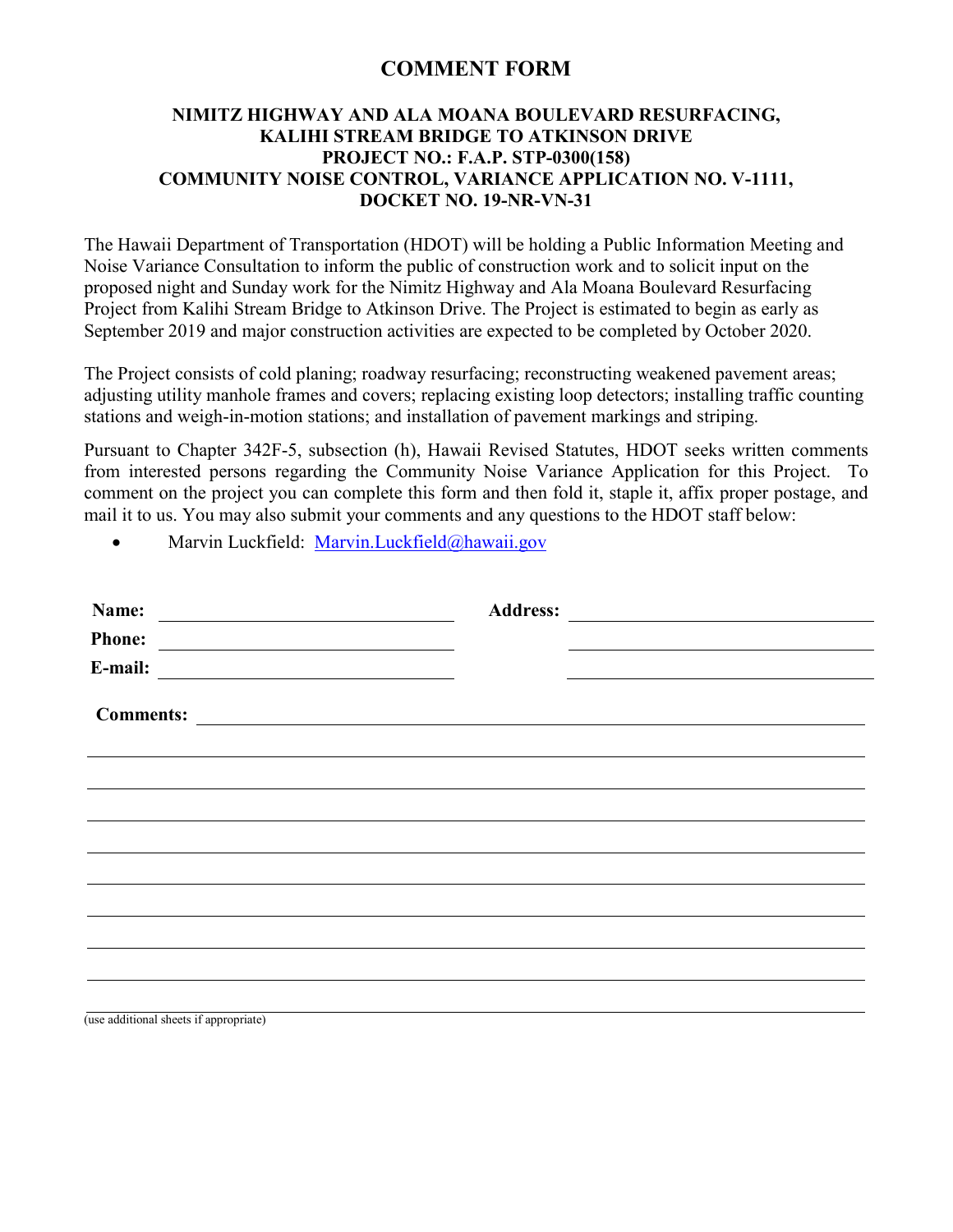# COMMENT FORM

## NIMITZ HIGHWAY AND ALA MOANA BOULEVARD RESURFACING, KALIHI STREAM BRIDGE TO ATKINSON DRIVE PROJECT NO.: F.A.P. STP-0300(158) COMMUNITY NOISE CONTROL, VARIANCE APPLICATION NO. V-1111, DOCKET NO. 19-NR-VN-31

The Hawaii Department of Transportation (HDOT) will be holding a Public Information Meeting and Noise Variance Consultation to inform the public of construction work and to solicit input on the proposed night and Sunday work for the Nimitz Highway and Ala Moana Boulevard Resurfacing Project from Kalihi Stream Bridge to Atkinson Drive. The Project is estimated to begin as early as September 2019 and major construction activities are expected to be completed by October 2020.

The Project consists of cold planing; roadway resurfacing; reconstructing weakened pavement areas; adjusting utility manhole frames and covers; replacing existing loop detectors; installing traffic counting stations and weigh-in-motion stations; and installation of pavement markings and striping.

Pursuant to Chapter 342F-5, subsection (h), Hawaii Revised Statutes, HDOT seeks written comments from interested persons regarding the Community Noise Variance Application for this Project. To comment on the project you can complete this form and then fold it, staple it, affix proper postage, and mail it to us. You may also submit your comments and any questions to the HDOT staff below:

- Marvin Luckfield: Marvin.Luckfield@hawaii.gov

**Name:** ______________________________ **Address:** ______________________________

**Phone:** ______________________________ ______________________________

**E-mail:** ______________________________ ______________________________

**Comments:** ______________________________________________________________

______________________________________________________________________

______________________________________________________________________

______________________________________________________________________

______________________________________________________________________

______________________________________________________________________

______________________________________________________________________

______________________________________________________________________

______________________________________________________________________

(use additional sheets if appropriate)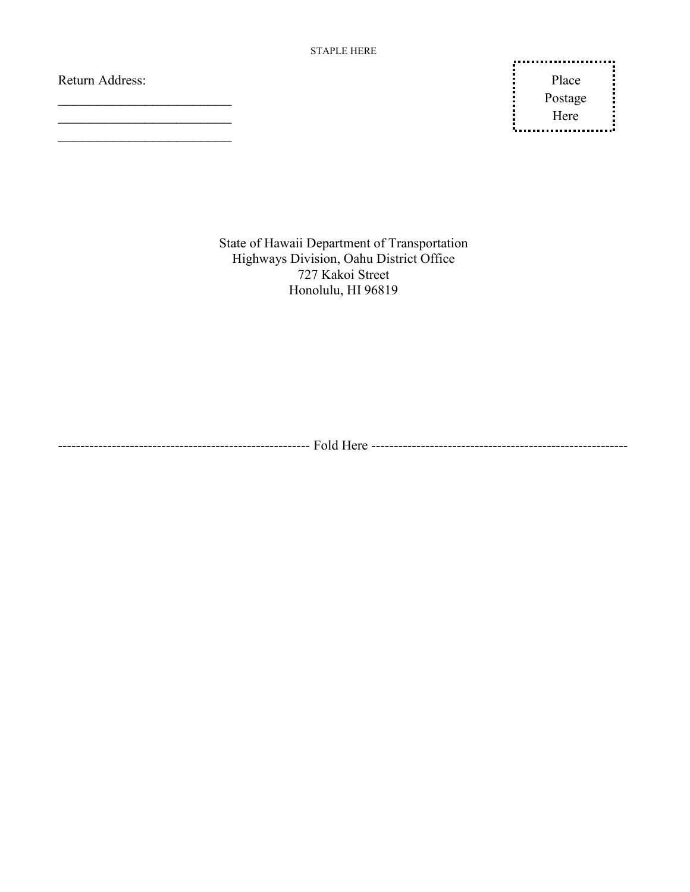STAPLE HERE

Return Address:

\_\_\_\_\_\_\_\_\_\_\_\_\_\_\_\_\_\_\_\_\_\_\_\_\_\_

\_\_\_\_\_\_\_\_\_\_\_\_\_\_\_\_\_\_\_\_\_\_\_\_\_\_

\_\_\_\_\_\_\_\_\_\_\_\_\_\_\_\_\_\_\_\_\_\_\_\_\_\_

Place Postage Here

State of Hawaii Department of Transportation
Highways Division, Oahu District Office
727 Kakoi Street
Honolulu, HI 96819

-------------------------------------------------------- Fold Here --------------------------------------------------------